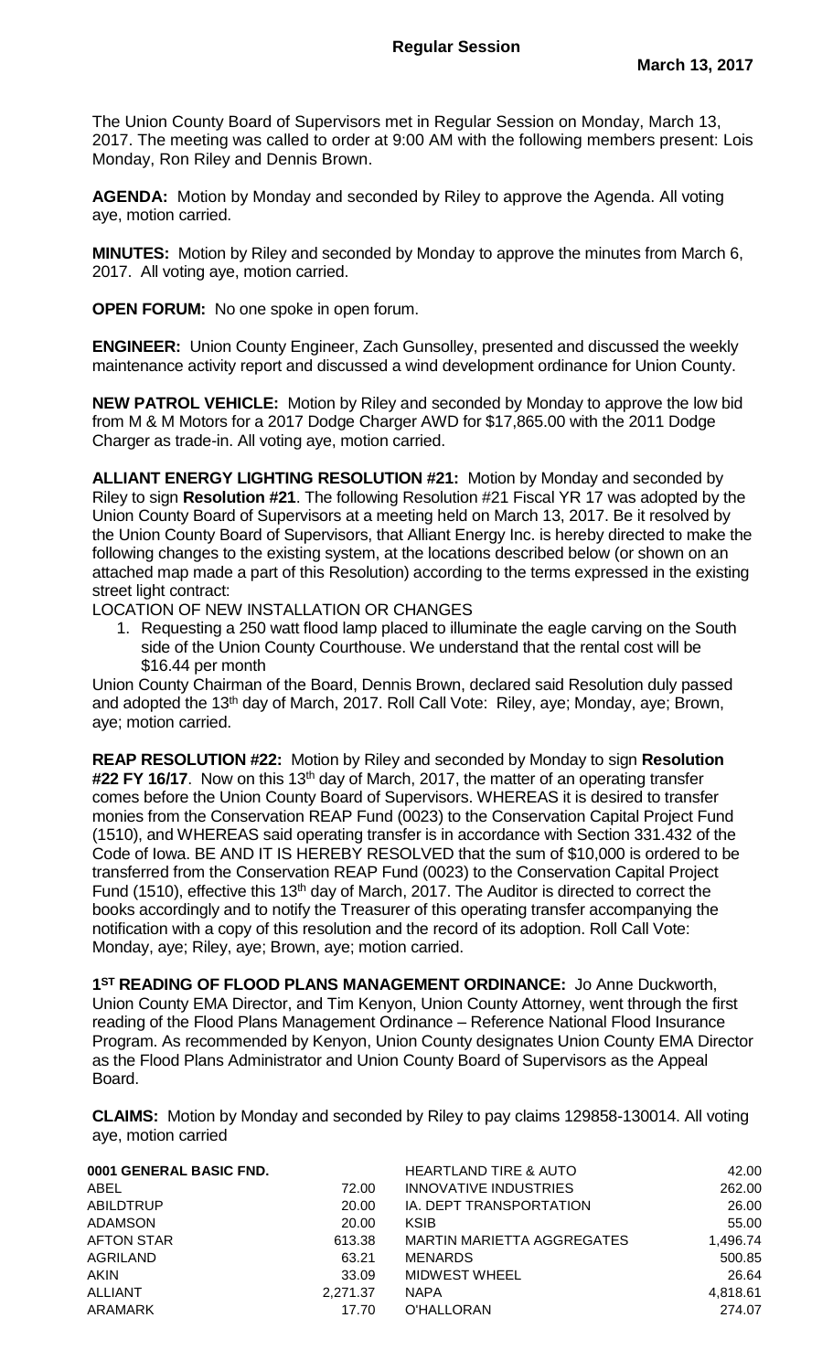# Regular Session

**March 13, 2017**

The Union County Board of Supervisors met in Regular Session on Monday, March 13, 2017. The meeting was called to order at 9:00 AM with the following members present: Lois Monday, Ron Riley and Dennis Brown.

**AGENDA:** Motion by Monday and seconded by Riley to approve the Agenda. All voting aye, motion carried.

**MINUTES:** Motion by Riley and seconded by Monday to approve the minutes from March 6, 2017. All voting aye, motion carried.

**OPEN FORUM:** No one spoke in open forum.

**ENGINEER:** Union County Engineer, Zach Gunsolley, presented and discussed the weekly maintenance activity report and discussed a wind development ordinance for Union County.

**NEW PATROL VEHICLE:** Motion by Riley and seconded by Monday to approve the low bid from M & M Motors for a 2017 Dodge Charger AWD for $17,865.00 with the 2011 Dodge Charger as trade-in. All voting aye, motion carried.

**ALLIANT ENERGY LIGHTING RESOLUTION #21:** Motion by Monday and seconded by Riley to sign **Resolution #21**. The following Resolution #21 Fiscal YR 17 was adopted by the Union County Board of Supervisors at a meeting held on March 13, 2017. Be it resolved by the Union County Board of Supervisors, that Alliant Energy Inc. is hereby directed to make the following changes to the existing system, at the locations described below (or shown on an attached map made a part of this Resolution) according to the terms expressed in the existing street light contract:

LOCATION OF NEW INSTALLATION OR CHANGES

1. Requesting a 250 watt flood lamp placed to illuminate the eagle carving on the South side of the Union County Courthouse. We understand that the rental cost will be $16.44 per month

Union County Chairman of the Board, Dennis Brown, declared said Resolution duly passed and adopted the 13th day of March, 2017. Roll Call Vote: Riley, aye; Monday, aye; Brown, aye; motion carried.

**REAP RESOLUTION #22:** Motion by Riley and seconded by Monday to sign **Resolution #22 FY 16/17**. Now on this 13th day of March, 2017, the matter of an operating transfer comes before the Union County Board of Supervisors. WHEREAS it is desired to transfer monies from the Conservation REAP Fund (0023) to the Conservation Capital Project Fund (1510), and WHEREAS said operating transfer is in accordance with Section 331.432 of the Code of Iowa. BE AND IT IS HEREBY RESOLVED that the sum of $10,000 is ordered to be transferred from the Conservation REAP Fund (0023) to the Conservation Capital Project Fund (1510), effective this 13th day of March, 2017. The Auditor is directed to correct the books accordingly and to notify the Treasurer of this operating transfer accompanying the notification with a copy of this resolution and the record of its adoption. Roll Call Vote: Monday, aye; Riley, aye; Brown, aye; motion carried.

**1ST READING OF FLOOD PLANS MANAGEMENT ORDINANCE:** Jo Anne Duckworth, Union County EMA Director, and Tim Kenyon, Union County Attorney, went through the first reading of the Flood Plans Management Ordinance – Reference National Flood Insurance Program. As recommended by Kenyon, Union County designates Union County EMA Director as the Flood Plans Administrator and Union County Board of Supervisors as the Appeal Board.

**CLAIMS:** Motion by Monday and seconded by Riley to pay claims 129858-130014. All voting aye, motion carried

| **0001 GENERAL BASIC FND.** | |
|---|---|
| ABEL | 72.00 |
| ABILDTRUP | 20.00 |
| ADAMSON | 20.00 |
| AFTON STAR | 613.38 |
| AGRILAND | 63.21 |
| AKIN | 33.09 |
| ALLIANT | 2,271.37 |
| ARAMARK | 17.70 |
| HEARTLAND TIRE & AUTO | 42.00 |
| INNOVATIVE INDUSTRIES | 262.00 |
| IA. DEPT TRANSPORTATION | 26.00 |
| KSIB | 55.00 |
| MARTIN MARIETTA AGGREGATES | 1,496.74 |
| MENARDS | 500.85 |
| MIDWEST WHEEL | 26.64 |
| NAPA | 4,818.61 |
| O'HALLORAN | 274.07 |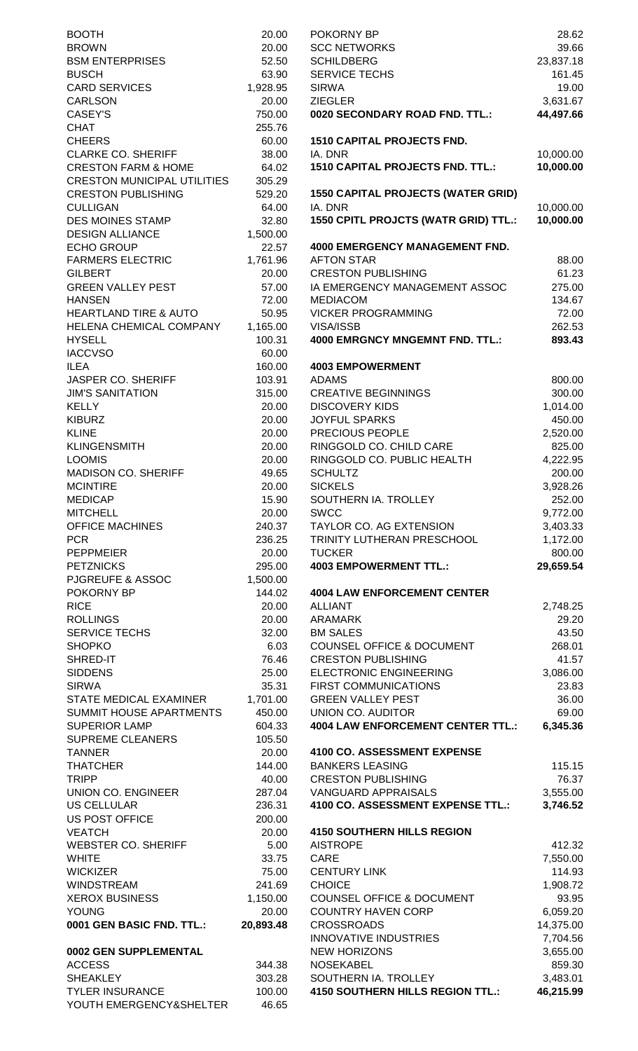| | |
|---|---|
| BOOTH | 20.00 |
| BROWN | 20.00 |
| BSM ENTERPRISES | 52.50 |
| BUSCH | 63.90 |
| CARD SERVICES | 1,928.95 |
| CARLSON | 20.00 |
| CASEY'S | 750.00 |
| CHAT | 255.76 |
| CHEERS | 60.00 |
| CLARKE CO. SHERIFF | 38.00 |
| CRESTON FARM & HOME | 64.02 |
| CRESTON MUNICIPAL UTILITIES | 305.29 |
| CRESTON PUBLISHING | 529.20 |
| CULLIGAN | 64.00 |
| DES MOINES STAMP | 32.80 |
| DESIGN ALLIANCE | 1,500.00 |
| ECHO GROUP | 22.57 |
| FARMERS ELECTRIC | 1,761.96 |
| GILBERT | 20.00 |
| GREEN VALLEY PEST | 57.00 |
| HANSEN | 72.00 |
| HEARTLAND TIRE & AUTO | 50.95 |
| HELENA CHEMICAL COMPANY | 1,165.00 |
| HYSELL | 100.31 |
| IACCVSO | 60.00 |
| ILEA | 160.00 |
| JASPER CO. SHERIFF | 103.91 |
| JIM'S SANITATION | 315.00 |
| KELLY | 20.00 |
| KIBURZ | 20.00 |
| KLINE | 20.00 |
| KLINGENSMITH | 20.00 |
| LOOMIS | 20.00 |
| MADISON CO. SHERIFF | 49.65 |
| MCINTIRE | 20.00 |
| MEDICAP | 15.90 |
| MITCHELL | 20.00 |
| OFFICE MACHINES | 240.37 |
| PCR | 236.25 |
| PEPPMEIER | 20.00 |
| PETZNICKS | 295.00 |
| PJGREUFE & ASSOC | 1,500.00 |
| POKORNY BP | 144.02 |
| RICE | 20.00 |
| ROLLINGS | 20.00 |
| SERVICE TECHS | 32.00 |
| SHOPKO | 6.03 |
| SHRED-IT | 76.46 |
| SIDDENS | 25.00 |
| SIRWA | 35.31 |
| STATE MEDICAL EXAMINER | 1,701.00 |
| SUMMIT HOUSE APARTMENTS | 450.00 |
| SUPERIOR LAMP | 604.33 |
| SUPREME CLEANERS | 105.50 |
| TANNER | 20.00 |
| THATCHER | 144.00 |
| TRIPP | 40.00 |
| UNION CO. ENGINEER | 287.04 |
| US CELLULAR | 236.31 |
| US POST OFFICE | 200.00 |
| VEATCH | 20.00 |
| WEBSTER CO. SHERIFF | 5.00 |
| WHITE | 33.75 |
| WICKIZER | 75.00 |
| WINDSTREAM | 241.69 |
| XEROX BUSINESS | 1,150.00 |
| YOUNG | 20.00 |
| **0001 GEN BASIC FND. TTL.:** | **20,893.48** |

**0002 GEN SUPPLEMENTAL**

| | |
|---|---|
| ACCESS | 344.38 |
| SHEAKLEY | 303.28 |
| TYLER INSURANCE | 100.00 |
| YOUTH EMERGENCY&SHELTER | 46.65 |
| POKORNY BP | 28.62 |
| SCC NETWORKS | 39.66 |
| SCHILDBERG | 23,837.18 |
| SERVICE TECHS | 161.45 |
| SIRWA | 19.00 |
| ZIEGLER | 3,631.67 |
| **0020 SECONDARY ROAD FND. TTL.:** | **44,497.66** |

**1510 CAPITAL PROJECTS FND.**

| | |
|---|---|
| IA. DNR | 10,000.00 |
| **1510 CAPITAL PROJECTS FND. TTL.:** | **10,000.00** |

**1550 CAPITAL PROJECTS (WATER GRID)**

| | |
|---|---|
| IA. DNR | 10,000.00 |
| **1550 CPITL PROJCTS (WATR GRID) TTL.:** | **10,000.00** |

**4000 EMERGENCY MANAGEMENT FND.**

| | |
|---|---|
| AFTON STAR | 88.00 |
| CRESTON PUBLISHING | 61.23 |
| IA EMERGENCY MANAGEMENT ASSOC | 275.00 |
| MEDIACOM | 134.67 |
| VICKER PROGRAMMING | 72.00 |
| VISA/ISSB | 262.53 |
| **4000 EMRGNCY MNGEMNT FND. TTL.:** | **893.43** |

**4003 EMPOWERMENT**

| | |
|---|---|
| ADAMS | 800.00 |
| CREATIVE BEGINNINGS | 300.00 |
| DISCOVERY KIDS | 1,014.00 |
| JOYFUL SPARKS | 450.00 |
| PRECIOUS PEOPLE | 2,520.00 |
| RINGGOLD CO. CHILD CARE | 825.00 |
| RINGGOLD CO. PUBLIC HEALTH | 4,222.95 |
| SCHULTZ | 200.00 |
| SICKELS | 3,928.26 |
| SOUTHERN IA. TROLLEY | 252.00 |
| SWCC | 9,772.00 |
| TAYLOR CO. AG EXTENSION | 3,403.33 |
| TRINITY LUTHERAN PRESCHOOL | 1,172.00 |
| TUCKER | 800.00 |
| **4003 EMPOWERMENT TTL.:** | **29,659.54** |

**4004 LAW ENFORCEMENT CENTER**

| | |
|---|---|
| ALLIANT | 2,748.25 |
| ARAMARK | 29.20 |
| BM SALES | 43.50 |
| COUNSEL OFFICE & DOCUMENT | 268.01 |
| CRESTON PUBLISHING | 41.57 |
| ELECTRONIC ENGINEERING | 3,086.00 |
| FIRST COMMUNICATIONS | 23.83 |
| GREEN VALLEY PEST | 36.00 |
| UNION CO. AUDITOR | 69.00 |
| **4004 LAW ENFORCEMENT CENTER TTL.:** | **6,345.36** |

**4100 CO. ASSESSMENT EXPENSE**

| | |
|---|---|
| BANKERS LEASING | 115.15 |
| CRESTON PUBLISHING | 76.37 |
| VANGUARD APPRAISALS | 3,555.00 |
| **4100 CO. ASSESSMENT EXPENSE TTL.:** | **3,746.52** |

**4150 SOUTHERN HILLS REGION**

| | |
|---|---|
| AISTROPE | 412.32 |
| CARE | 7,550.00 |
| CENTURY LINK | 114.93 |
| CHOICE | 1,908.72 |
| COUNSEL OFFICE & DOCUMENT | 93.95 |
| COUNTRY HAVEN CORP | 6,059.20 |
| CROSSROADS | 14,375.00 |
| INNOVATIVE INDUSTRIES | 7,704.56 |
| NEW HORIZONS | 3,655.00 |
| NOSEKABEL | 859.30 |
| SOUTHERN IA. TROLLEY | 3,483.01 |
| **4150 SOUTHERN HILLS REGION TTL.:** | **46,215.99** |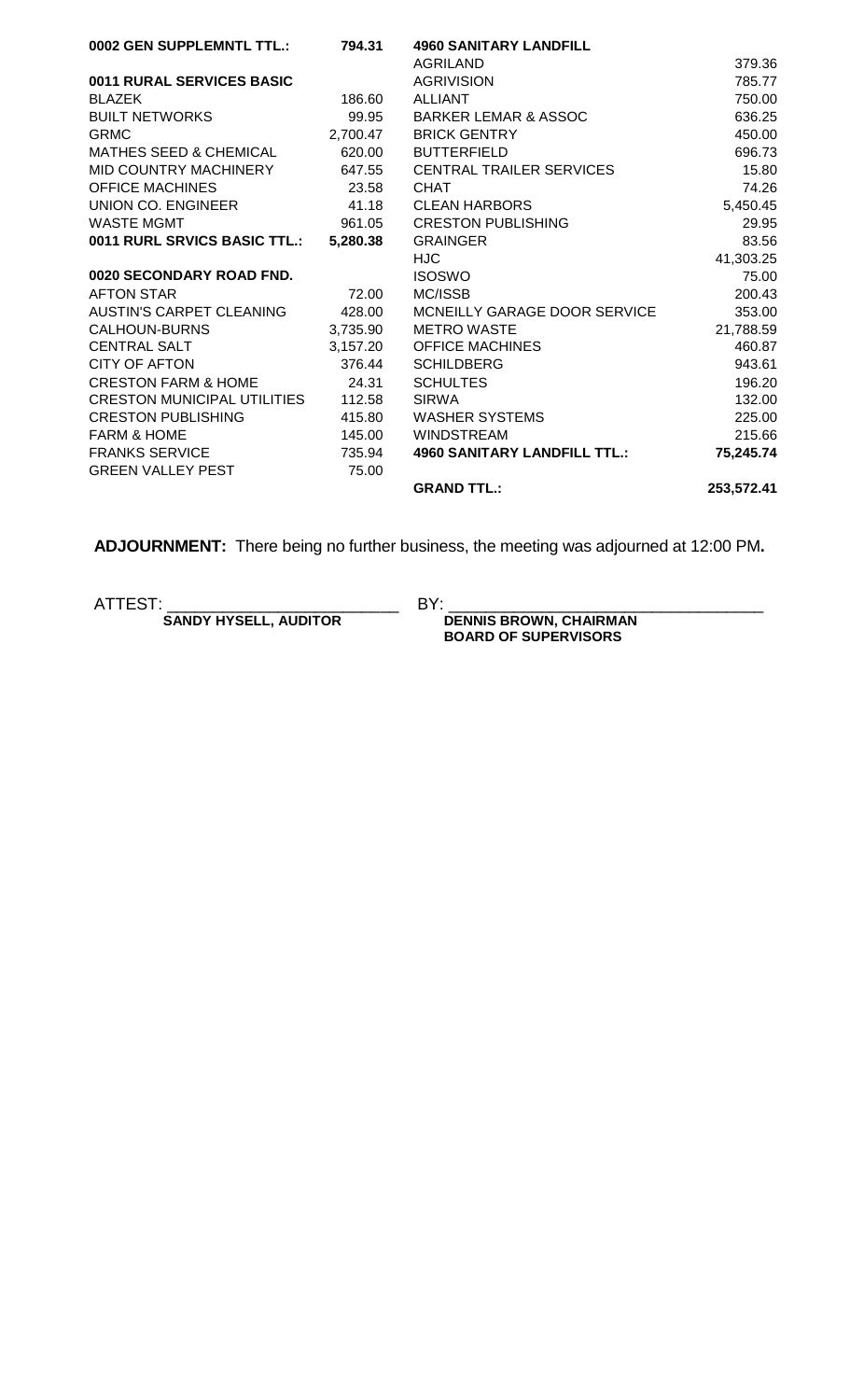| | |
|---|---|
| **0002 GEN SUPPLEMNTL TTL.:** | **794.31** |
| | |
| **0011 RURAL SERVICES BASIC** | |
| BLAZEK | 186.60 |
| BUILT NETWORKS | 99.95 |
| GRMC | 2,700.47 |
| MATHES SEED & CHEMICAL | 620.00 |
| MID COUNTRY MACHINERY | 647.55 |
| OFFICE MACHINES | 23.58 |
| UNION CO. ENGINEER | 41.18 |
| WASTE MGMT | 961.05 |
| **0011 RURL SRVICS BASIC TTL.:** | **5,280.38** |
| | |
| **0020 SECONDARY ROAD FND.** | |
| AFTON STAR | 72.00 |
| AUSTIN'S CARPET CLEANING | 428.00 |
| CALHOUN-BURNS | 3,735.90 |
| CENTRAL SALT | 3,157.20 |
| CITY OF AFTON | 376.44 |
| CRESTON FARM & HOME | 24.31 |
| CRESTON MUNICIPAL UTILITIES | 112.58 |
| CRESTON PUBLISHING | 415.80 |
| FARM & HOME | 145.00 |
| FRANKS SERVICE | 735.94 |
| GREEN VALLEY PEST | 75.00 |

| | |
|---|---|
| **4960 SANITARY LANDFILL** | |
| AGRILAND | 379.36 |
| AGRIVISION | 785.77 |
| ALLIANT | 750.00 |
| BARKER LEMAR & ASSOC | 636.25 |
| BRICK GENTRY | 450.00 |
| BUTTERFIELD | 696.73 |
| CENTRAL TRAILER SERVICES | 15.80 |
| CHAT | 74.26 |
| CLEAN HARBORS | 5,450.45 |
| CRESTON PUBLISHING | 29.95 |
| GRAINGER | 83.56 |
| HJC | 41,303.25 |
| ISOSWO | 75.00 |
| MC/ISSB | 200.43 |
| MCNEILLY GARAGE DOOR SERVICE | 353.00 |
| METRO WASTE | 21,788.59 |
| OFFICE MACHINES | 460.87 |
| SCHILDBERG | 943.61 |
| SCHULTES | 196.20 |
| SIRWA | 132.00 |
| WASHER SYSTEMS | 225.00 |
| WINDSTREAM | 215.66 |
| **4960 SANITARY LANDFILL TTL.:** | **75,245.74** |
| | |
| **GRAND TTL.:** | **253,572.41** |

**ADJOURNMENT:** There being no further business, the meeting was adjourned at 12:00 PM**.**

ATTEST: \_\_\_\_\_\_\_\_\_\_\_\_\_\_\_\_\_\_\_\_\_\_\_\_\_\_ BY: \_\_\_\_\_\_\_\_\_\_\_\_\_\_\_\_\_\_\_\_\_\_\_\_\_\_\_\_\_\_\_\_\_\_\_

**SANDY HYSELL, AUDITOR** **DENNIS BROWN, CHAIRMAN**
**BOARD OF SUPERVISORS**